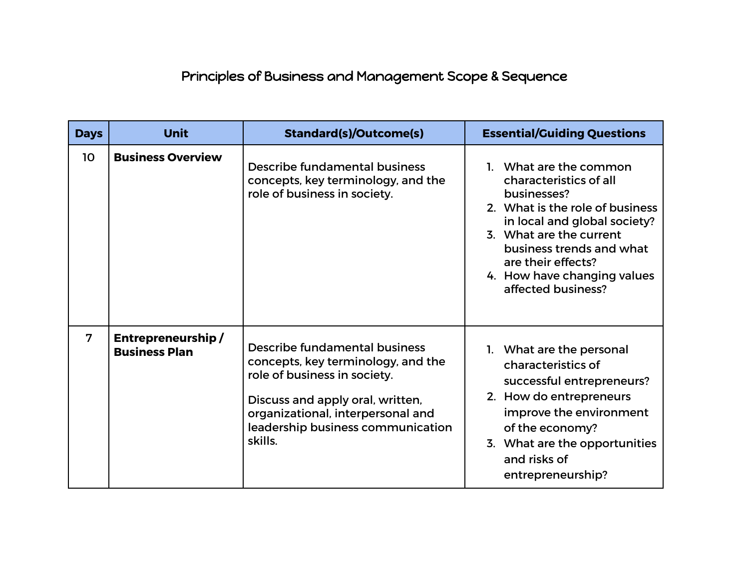# Principles of Business and Management Scope & Sequence

| Days | Unit | Standard(s)/Outcome(s) | Essential/Guiding Questions |
|---|---|---|---|
| 10 | **Business Overview** | Describe fundamental business concepts, key terminology, and the role of business in society. | 1. What are the common characteristics of all businesses?<br>2. What is the role of business in local and global society?<br>3. What are the current business trends and what are their effects?<br>4. How have changing values affected business? |
| 7 | **Entrepreneurship / Business Plan** | Describe fundamental business concepts, key terminology, and the role of business in society.<br><br>Discuss and apply oral, written, organizational, interpersonal and leadership business communication skills. | 1. What are the personal characteristics of successful entrepreneurs?<br>2. How do entrepreneurs improve the environment of the economy?<br>3. What are the opportunities and risks of entrepreneurship? |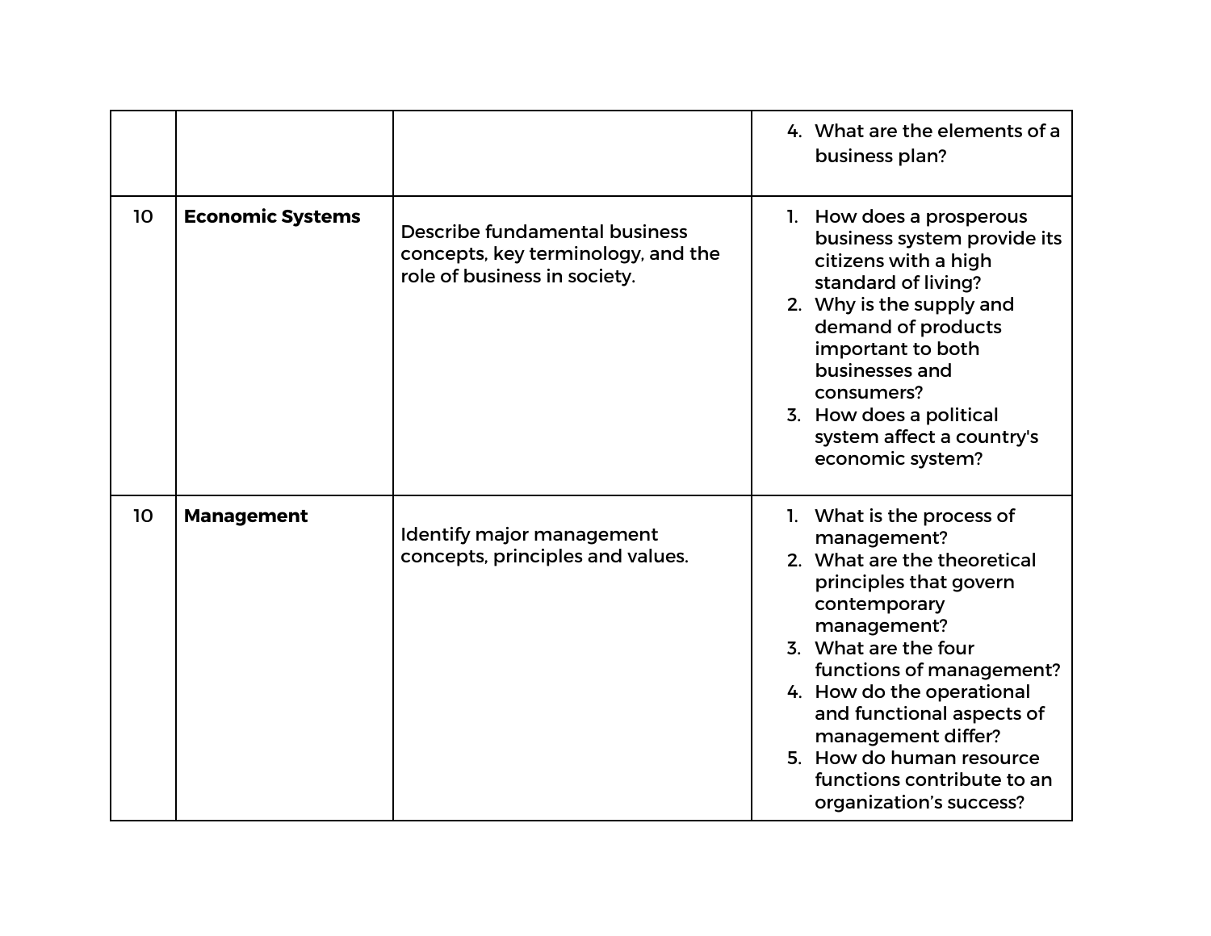| | | | |
|---|---|---|---|
| | | | 4. What are the elements of a business plan? |
| 10 | **Economic Systems** | Describe fundamental business concepts, key terminology, and the role of business in society. | 1. How does a prosperous business system provide its citizens with a high standard of living?<br>2. Why is the supply and demand of products important to both businesses and consumers?<br>3. How does a political system affect a country's economic system? |
| 10 | **Management** | Identify major management concepts, principles and values. | 1. What is the process of management?<br>2. What are the theoretical principles that govern contemporary management?<br>3. What are the four functions of management?<br>4. How do the operational and functional aspects of management differ?<br>5. How do human resource functions contribute to an organization's success? |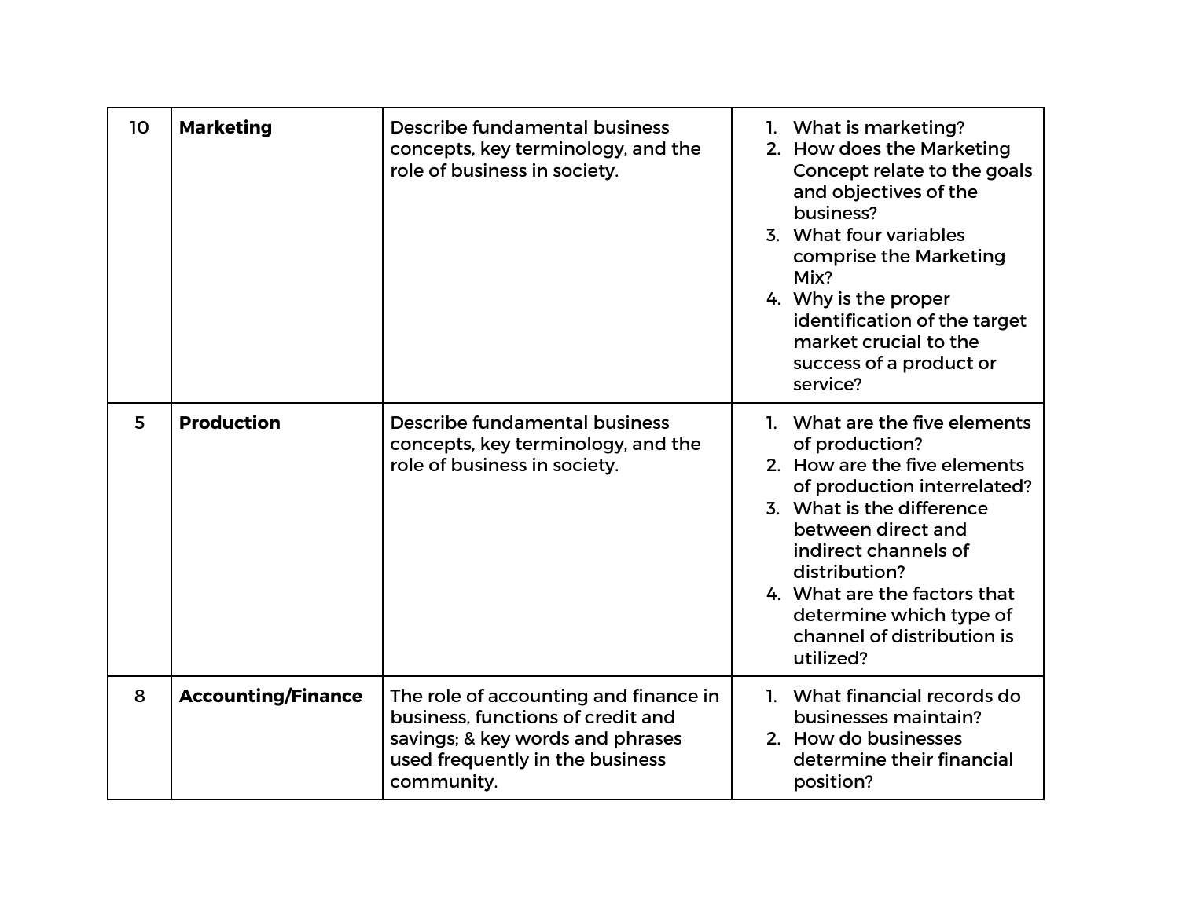| | | | |
|---|---|---|---|
| 10 | **Marketing** | Describe fundamental business concepts, key terminology, and the role of business in society. | 1. What is marketing?<br>2. How does the Marketing Concept relate to the goals and objectives of the business?<br>3. What four variables comprise the Marketing Mix?<br>4. Why is the proper identification of the target market crucial to the success of a product or service? |
| 5 | **Production** | Describe fundamental business concepts, key terminology, and the role of business in society. | 1. What are the five elements of production?<br>2. How are the five elements of production interrelated?<br>3. What is the difference between direct and indirect channels of distribution?<br>4. What are the factors that determine which type of channel of distribution is utilized? |
| 8 | **Accounting/Finance** | The role of accounting and finance in business, functions of credit and savings; & key words and phrases used frequently in the business community. | 1. What financial records do businesses maintain?<br>2. How do businesses determine their financial position? |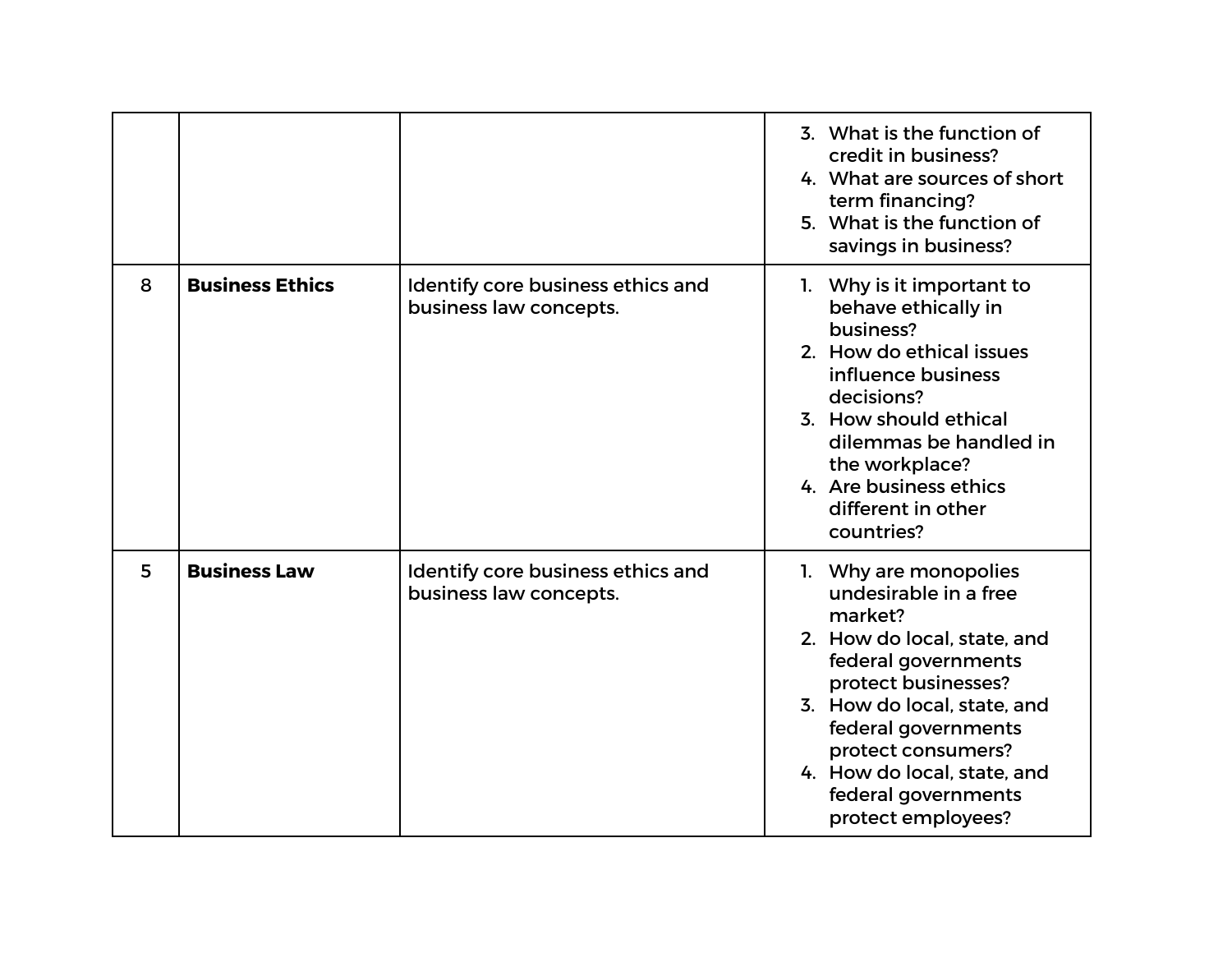| | | | |
|---|---|---|---|
| | | | 3. What is the function of credit in business?<br>4. What are sources of short term financing?<br>5. What is the function of savings in business? |
| 8 | **Business Ethics** | Identify core business ethics and business law concepts. | 1. Why is it important to behave ethically in business?<br>2. How do ethical issues influence business decisions?<br>3. How should ethical dilemmas be handled in the workplace?<br>4. Are business ethics different in other countries? |
| 5 | **Business Law** | Identify core business ethics and business law concepts. | 1. Why are monopolies undesirable in a free market?<br>2. How do local, state, and federal governments protect businesses?<br>3. How do local, state, and federal governments protect consumers?<br>4. How do local, state, and federal governments protect employees? |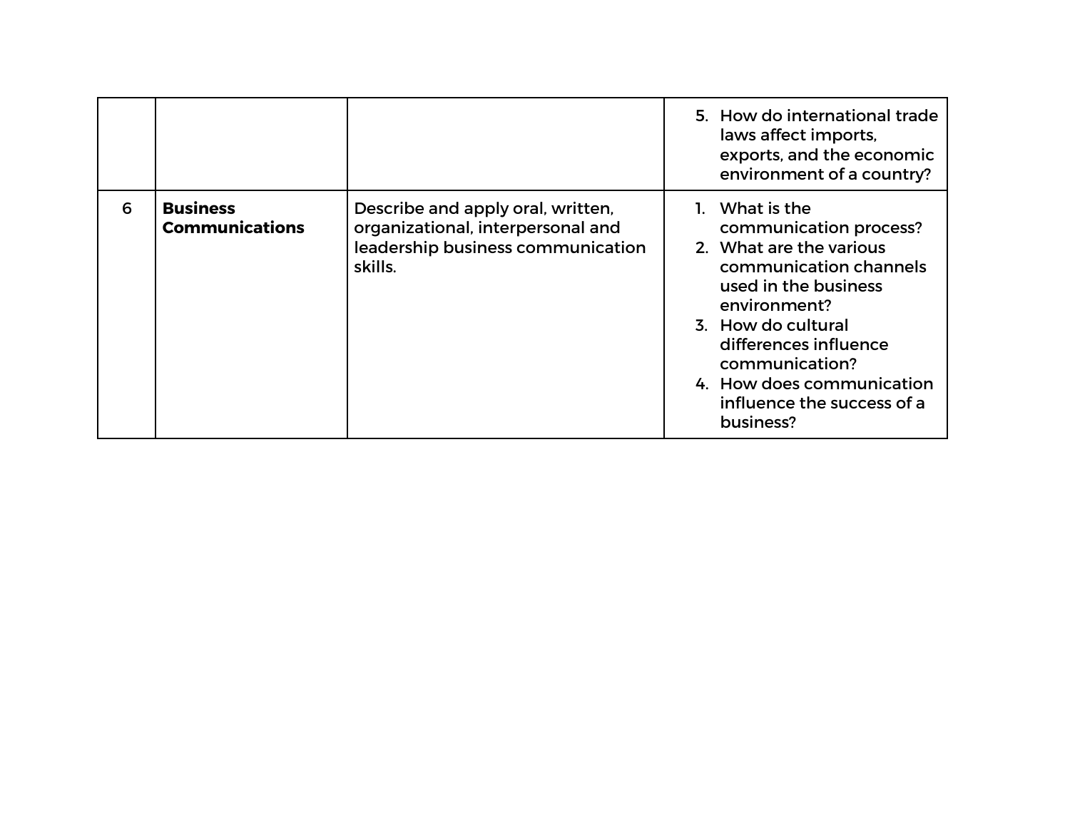| | | | |
|---|---|---|---|
| | | | 5. How do international trade laws affect imports, exports, and the economic environment of a country? |
| 6 | **Business Communications** | Describe and apply oral, written, organizational, interpersonal and leadership business communication skills. | 1. What is the communication process?<br>2. What are the various communication channels used in the business environment?<br>3. How do cultural differences influence communication?<br>4. How does communication influence the success of a business? |